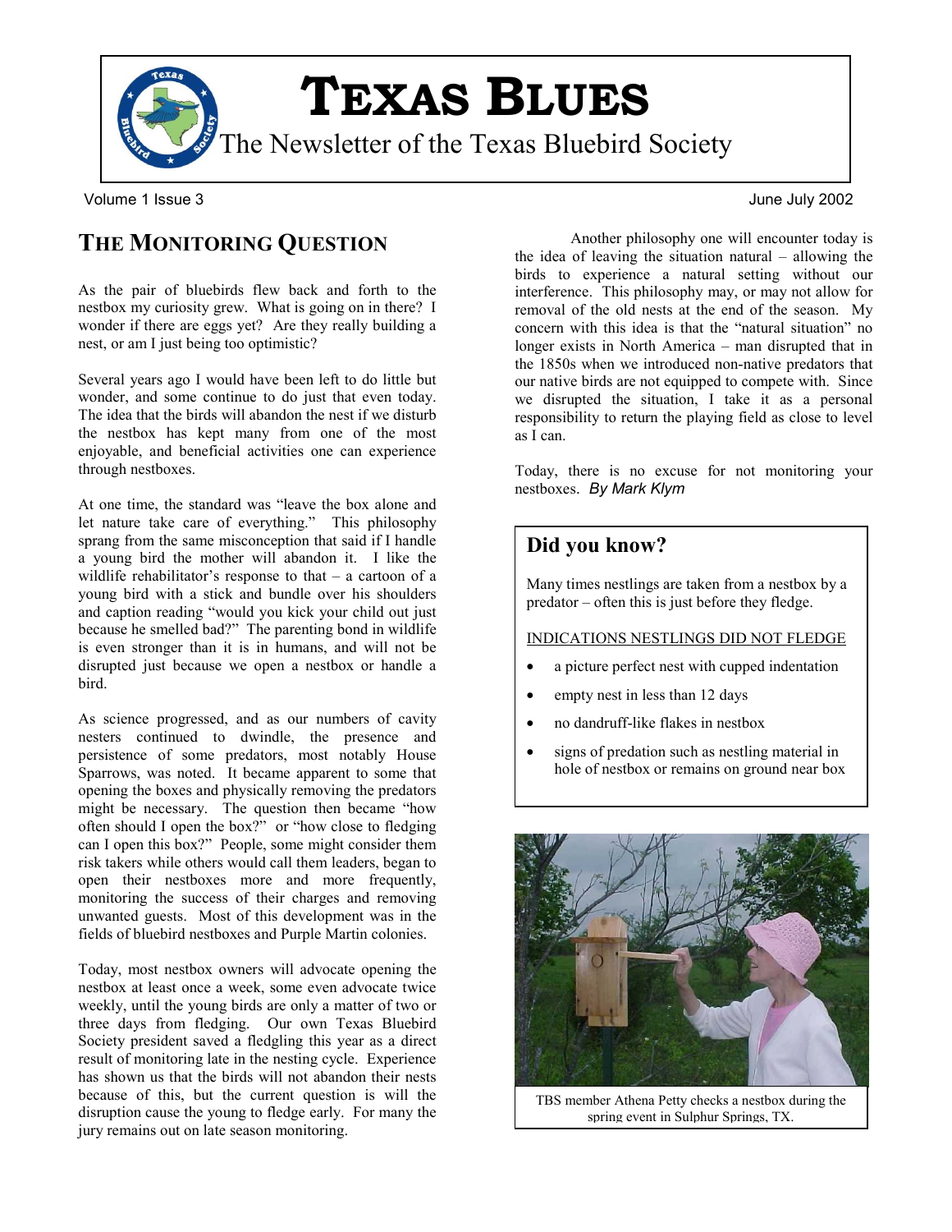# TEXAS BLUES

The Newsletter of the Texas Bluebird Society

Volume 1 Issue 3 June July 2002

## THE MONITORING QUESTION

As the pair of bluebirds flew back and forth to the nestbox my curiosity grew. What is going on in there? I wonder if there are eggs yet? Are they really building a nest, or am I just being too optimistic?

Several years ago I would have been left to do little but wonder, and some continue to do just that even today. The idea that the birds will abandon the nest if we disturb the nestbox has kept many from one of the most enjoyable, and beneficial activities one can experience through nestboxes.

At one time, the standard was "leave the box alone and let nature take care of everything." This philosophy sprang from the same misconception that said if I handle a young bird the mother will abandon it. I like the wildlife rehabilitator's response to that – a cartoon of a young bird with a stick and bundle over his shoulders and caption reading "would you kick your child out just because he smelled bad?" The parenting bond in wildlife is even stronger than it is in humans, and will not be disrupted just because we open a nestbox or handle a bird.

As science progressed, and as our numbers of cavity nesters continued to dwindle, the presence and persistence of some predators, most notably House Sparrows, was noted. It became apparent to some that opening the boxes and physically removing the predators might be necessary. The question then became "how often should I open the box?" or "how close to fledging can I open this box?" People, some might consider them risk takers while others would call them leaders, began to open their nestboxes more and more frequently, monitoring the success of their charges and removing unwanted guests. Most of this development was in the fields of bluebird nestboxes and Purple Martin colonies.

Today, most nestbox owners will advocate opening the nestbox at least once a week, some even advocate twice weekly, until the young birds are only a matter of two or three days from fledging. Our own Texas Bluebird Society president saved a fledgling this year as a direct result of monitoring late in the nesting cycle. Experience has shown us that the birds will not abandon their nests because of this, but the current question is will the disruption cause the young to fledge early. For many the jury remains out on late season monitoring.

Another philosophy one will encounter today is the idea of leaving the situation natural – allowing the birds to experience a natural setting without our interference. This philosophy may, or may not allow for removal of the old nests at the end of the season. My concern with this idea is that the "natural situation" no longer exists in North America – man disrupted that in the 1850s when we introduced non-native predators that our native birds are not equipped to compete with. Since we disrupted the situation, I take it as a personal responsibility to return the playing field as close to level as I can.

Today, there is no excuse for not monitoring your nestboxes. *By Mark Klym*

### Did you know?

Many times nestlings are taken from a nestbox by a predator – often this is just before they fledge.

INDICATIONS NESTLINGS DID NOT FLEDGE

- a picture perfect nest with cupped indentation
- empty nest in less than 12 days
- no dandruff-like flakes in nestbox
- signs of predation such as nestling material in hole of nestbox or remains on ground near box

TBS member Athena Petty checks a nestbox during the spring event in Sulphur Springs, TX.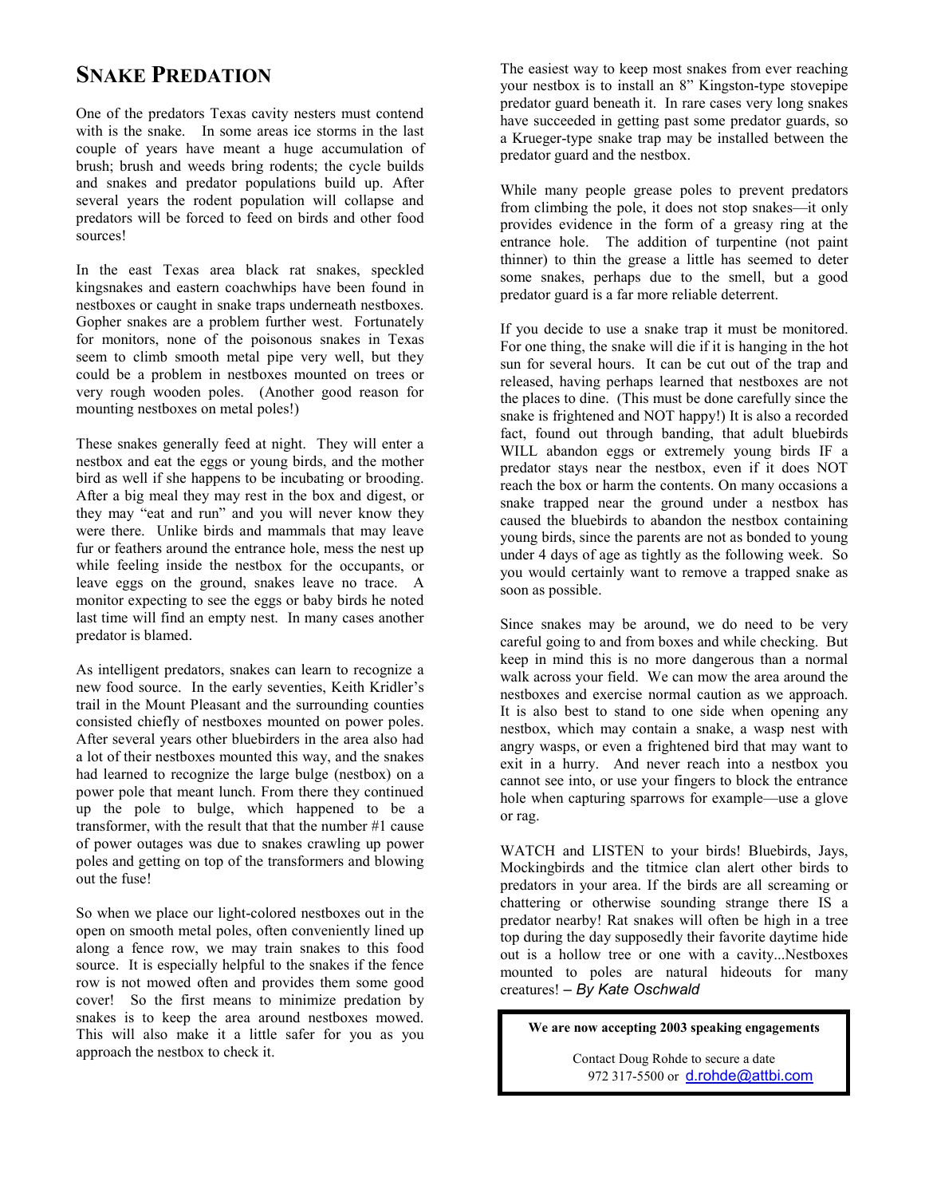## SNAKE PREDATION

One of the predators Texas cavity nesters must contend with is the snake. In some areas ice storms in the last couple of years have meant a huge accumulation of brush; brush and weeds bring rodents; the cycle builds and snakes and predator populations build up. After several years the rodent population will collapse and predators will be forced to feed on birds and other food sources!

In the east Texas area black rat snakes, speckled kingsnakes and eastern coachwhips have been found in nestboxes or caught in snake traps underneath nestboxes. Gopher snakes are a problem further west. Fortunately for monitors, none of the poisonous snakes in Texas seem to climb smooth metal pipe very well, but they could be a problem in nestboxes mounted on trees or very rough wooden poles. (Another good reason for mounting nestboxes on metal poles!)

These snakes generally feed at night. They will enter a nestbox and eat the eggs or young birds, and the mother bird as well if she happens to be incubating or brooding. After a big meal they may rest in the box and digest, or they may "eat and run" and you will never know they were there. Unlike birds and mammals that may leave fur or feathers around the entrance hole, mess the nest up while feeling inside the nestbox for the occupants, or leave eggs on the ground, snakes leave no trace. A monitor expecting to see the eggs or baby birds he noted last time will find an empty nest. In many cases another predator is blamed.

As intelligent predators, snakes can learn to recognize a new food source. In the early seventies, Keith Kridler's trail in the Mount Pleasant and the surrounding counties consisted chiefly of nestboxes mounted on power poles. After several years other bluebirders in the area also had a lot of their nestboxes mounted this way, and the snakes had learned to recognize the large bulge (nestbox) on a power pole that meant lunch. From there they continued up the pole to bulge, which happened to be a transformer, with the result that that the number #1 cause of power outages was due to snakes crawling up power poles and getting on top of the transformers and blowing out the fuse!

So when we place our light-colored nestboxes out in the open on smooth metal poles, often conveniently lined up along a fence row, we may train snakes to this food source. It is especially helpful to the snakes if the fence row is not mowed often and provides them some good cover! So the first means to minimize predation by snakes is to keep the area around nestboxes mowed. This will also make it a little safer for you as you approach the nestbox to check it.

The easiest way to keep most snakes from ever reaching your nestbox is to install an 8" Kingston-type stovepipe predator guard beneath it. In rare cases very long snakes have succeeded in getting past some predator guards, so a Krueger-type snake trap may be installed between the predator guard and the nestbox.

While many people grease poles to prevent predators from climbing the pole, it does not stop snakes—it only provides evidence in the form of a greasy ring at the entrance hole. The addition of turpentine (not paint thinner) to thin the grease a little has seemed to deter some snakes, perhaps due to the smell, but a good predator guard is a far more reliable deterrent.

If you decide to use a snake trap it must be monitored. For one thing, the snake will die if it is hanging in the hot sun for several hours. It can be cut out of the trap and released, having perhaps learned that nestboxes are not the places to dine. (This must be done carefully since the snake is frightened and NOT happy!) It is also a recorded fact, found out through banding, that adult bluebirds WILL abandon eggs or extremely young birds IF a predator stays near the nestbox, even if it does NOT reach the box or harm the contents. On many occasions a snake trapped near the ground under a nestbox has caused the bluebirds to abandon the nestbox containing young birds, since the parents are not as bonded to young under 4 days of age as tightly as the following week. So you would certainly want to remove a trapped snake as soon as possible.

Since snakes may be around, we do need to be very careful going to and from boxes and while checking. But keep in mind this is no more dangerous than a normal walk across your field. We can mow the area around the nestboxes and exercise normal caution as we approach. It is also best to stand to one side when opening any nestbox, which may contain a snake, a wasp nest with angry wasps, or even a frightened bird that may want to exit in a hurry. And never reach into a nestbox you cannot see into, or use your fingers to block the entrance hole when capturing sparrows for example—use a glove or rag.

WATCH and LISTEN to your birds! Bluebirds, Jays, Mockingbirds and the titmice clan alert other birds to predators in your area. If the birds are all screaming or chattering or otherwise sounding strange there IS a predator nearby! Rat snakes will often be high in a tree top during the day supposedly their favorite daytime hide out is a hollow tree or one with a cavity...Nestboxes mounted to poles are natural hideouts for many creatures! – *By Kate Oschwald*

**We are now accepting 2003 speaking engagements**

Contact Doug Rohde to secure a date
972 317-5500 or d.rohde@attbi.com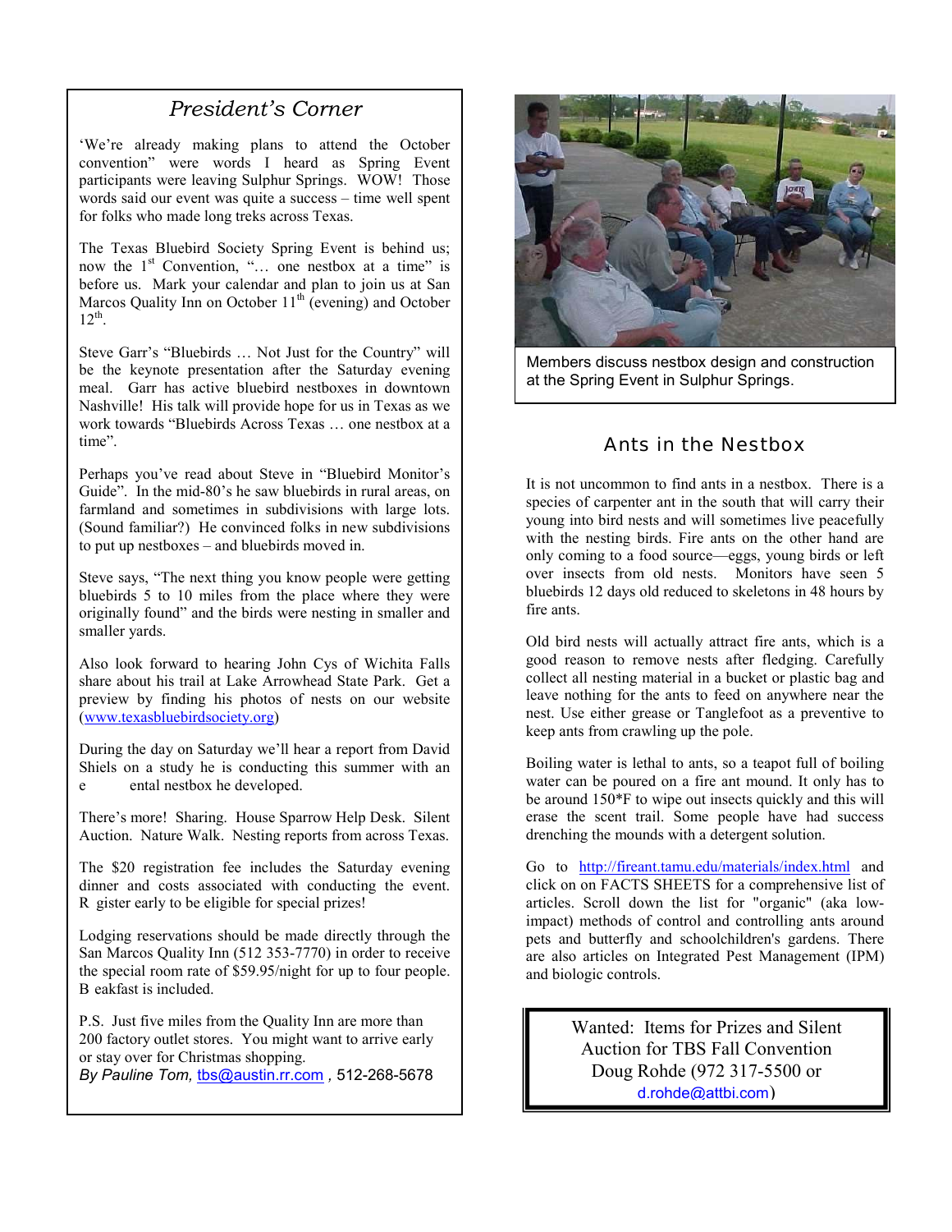## *President's Corner*

'We're already making plans to attend the October convention" were words I heard as Spring Event participants were leaving Sulphur Springs. WOW! Those words said our event was quite a success – time well spent for folks who made long treks across Texas.

The Texas Bluebird Society Spring Event is behind us; now the 1st Convention, "… one nestbox at a time" is before us. Mark your calendar and plan to join us at San Marcos Quality Inn on October 11th (evening) and October 12th.

Steve Garr's "Bluebirds … Not Just for the Country" will be the keynote presentation after the Saturday evening meal. Garr has active bluebird nestboxes in downtown Nashville! His talk will provide hope for us in Texas as we work towards "Bluebirds Across Texas … one nestbox at a time".

Perhaps you've read about Steve in "Bluebird Monitor's Guide". In the mid-80's he saw bluebirds in rural areas, on farmland and sometimes in subdivisions with large lots. (Sound familiar?) He convinced folks in new subdivisions to put up nestboxes – and bluebirds moved in.

Steve says, "The next thing you know people were getting bluebirds 5 to 10 miles from the place where they were originally found" and the birds were nesting in smaller and smaller yards.

Also look forward to hearing John Cys of Wichita Falls share about his trail at Lake Arrowhead State Park. Get a preview by finding his photos of nests on our website (www.texasbluebirdsociety.org)

During the day on Saturday we'll hear a report from David Shiels on a study he is conducting this summer with an e ental nestbox he developed.

There's more! Sharing. House Sparrow Help Desk. Silent Auction. Nature Walk. Nesting reports from across Texas.

The $20 registration fee includes the Saturday evening dinner and costs associated with conducting the event. R gister early to be eligible for special prizes!

Lodging reservations should be made directly through the San Marcos Quality Inn (512 353-7770) in order to receive the special room rate of $59.95/night for up to four people. B eakfast is included.

P.S. Just five miles from the Quality Inn are more than 200 factory outlet stores. You might want to arrive early or stay over for Christmas shopping.

*By Pauline Tom,* tbs@austin.rr.com , 512-268-5678

Members discuss nestbox design and construction at the Spring Event in Sulphur Springs.

## Ants in the Nestbox

It is not uncommon to find ants in a nestbox. There is a species of carpenter ant in the south that will carry their young into bird nests and will sometimes live peacefully with the nesting birds. Fire ants on the other hand are only coming to a food source—eggs, young birds or left over insects from old nests. Monitors have seen 5 bluebirds 12 days old reduced to skeletons in 48 hours by fire ants.

Old bird nests will actually attract fire ants, which is a good reason to remove nests after fledging. Carefully collect all nesting material in a bucket or plastic bag and leave nothing for the ants to feed on anywhere near the nest. Use either grease or Tanglefoot as a preventive to keep ants from crawling up the pole.

Boiling water is lethal to ants, so a teapot full of boiling water can be poured on a fire ant mound. It only has to be around 150*F to wipe out insects quickly and this will erase the scent trail. Some people have had success drenching the mounds with a detergent solution.

Go to http://fireant.tamu.edu/materials/index.html and click on on FACTS SHEETS for a comprehensive list of articles. Scroll down the list for "organic" (aka low-impact) methods of control and controlling ants around pets and butterfly and schoolchildren's gardens. There are also articles on Integrated Pest Management (IPM) and biologic controls.

Wanted: Items for Prizes and Silent Auction for TBS Fall Convention
Doug Rohde (972 317-5500 or d.rohde@attbi.com)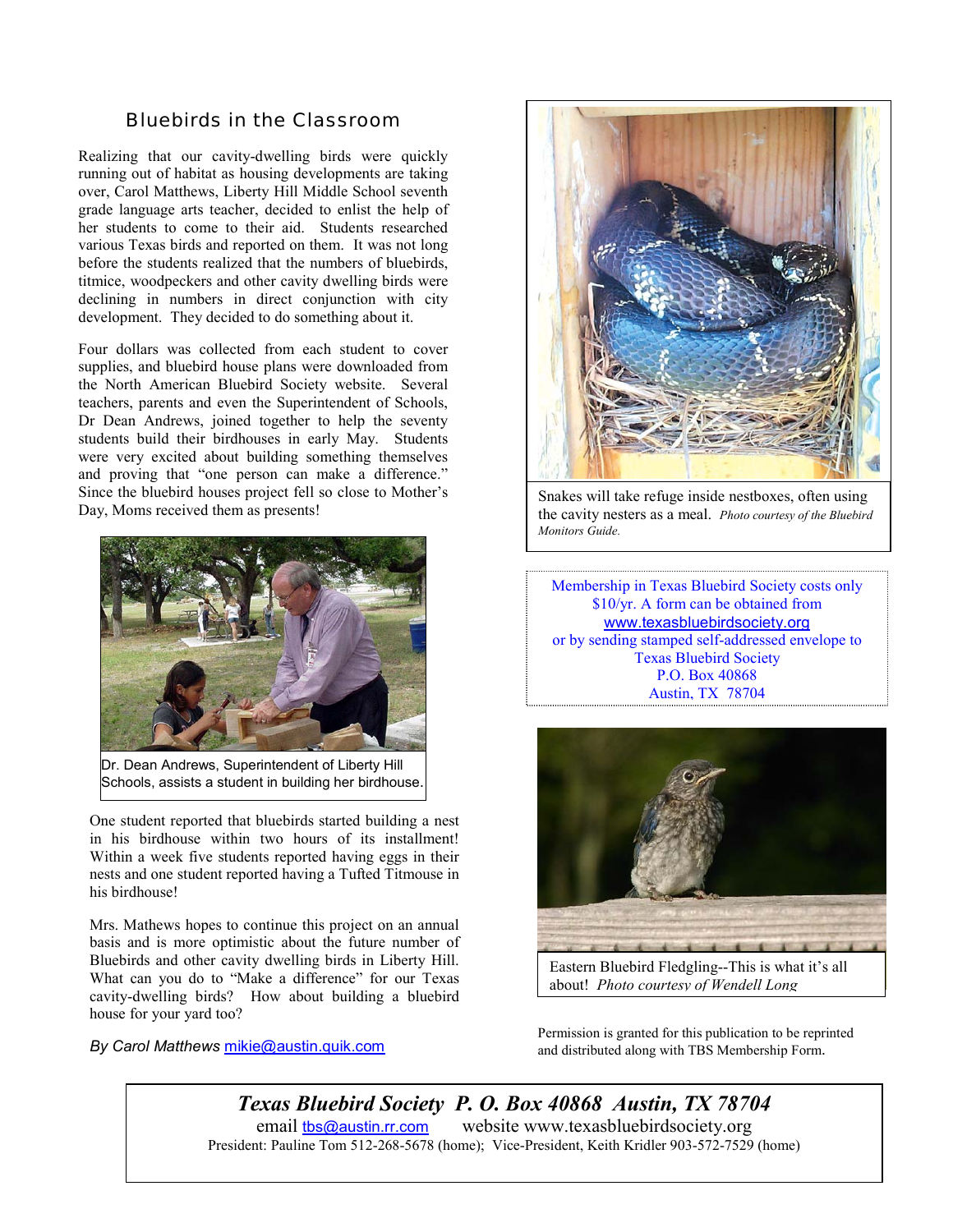## Bluebirds in the Classroom

Realizing that our cavity-dwelling birds were quickly running out of habitat as housing developments are taking over, Carol Matthews, Liberty Hill Middle School seventh grade language arts teacher, decided to enlist the help of her students to come to their aid. Students researched various Texas birds and reported on them. It was not long before the students realized that the numbers of bluebirds, titmice, woodpeckers and other cavity dwelling birds were declining in numbers in direct conjunction with city development. They decided to do something about it.

Four dollars was collected from each student to cover supplies, and bluebird house plans were downloaded from the North American Bluebird Society website. Several teachers, parents and even the Superintendent of Schools, Dr Dean Andrews, joined together to help the seventy students build their birdhouses in early May. Students were very excited about building something themselves and proving that "one person can make a difference." Since the bluebird houses project fell so close to Mother's Day, Moms received them as presents!

Dr. Dean Andrews, Superintendent of Liberty Hill Schools, assists a student in building her birdhouse.

One student reported that bluebirds started building a nest in his birdhouse within two hours of its installment! Within a week five students reported having eggs in their nests and one student reported having a Tufted Titmouse in his birdhouse!

Mrs. Mathews hopes to continue this project on an annual basis and is more optimistic about the future number of Bluebirds and other cavity dwelling birds in Liberty Hill. What can you do to "Make a difference" for our Texas cavity-dwelling birds? How about building a bluebird house for your yard too?

*By Carol Matthews* mikie@austin.quik.com

Snakes will take refuge inside nestboxes, often using the cavity nesters as a meal. *Photo courtesy of the Bluebird Monitors Guide.*

Membership in Texas Bluebird Society costs only $10/yr. A form can be obtained from
www.texasbluebirdsociety.org
or by sending stamped self-addressed envelope to
Texas Bluebird Society
P.O. Box 40868
Austin, TX 78704

Eastern Bluebird Fledgling--This is what it's all about! *Photo courtesy of Wendell Long*

Permission is granted for this publication to be reprinted and distributed along with TBS Membership Form.

***Texas Bluebird Society P. O. Box 40868 Austin, TX 78704***
email tbs@austin.rr.com website www.texasbluebirdsociety.org
President: Pauline Tom 512-268-5678 (home); Vice-President, Keith Kridler 903-572-7529 (home)